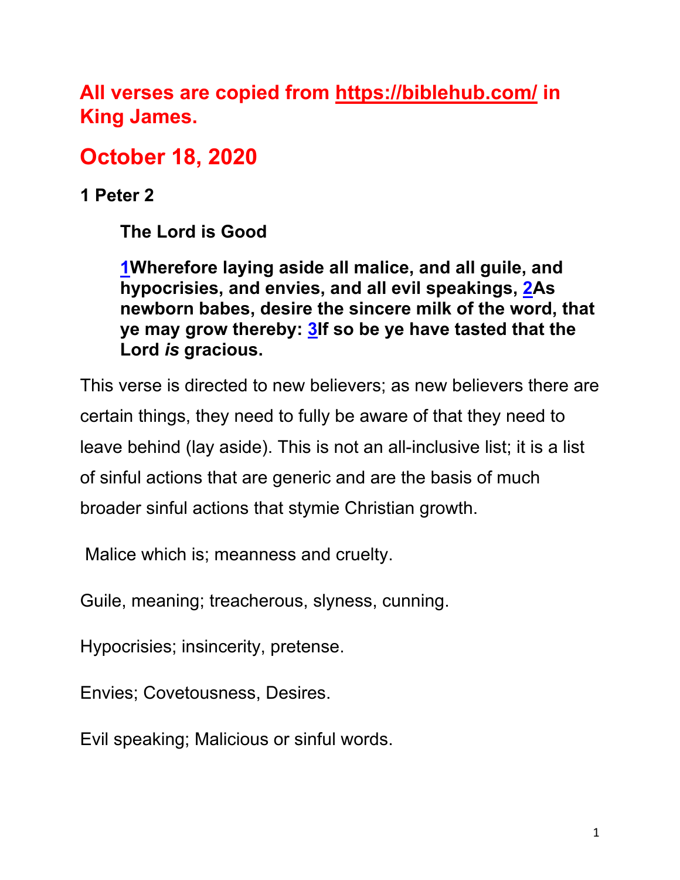**All verses are copied from https://biblehub.com/ in King James.**

## October 18, 2020

### 1 Peter 2

> **The Lord is Good**
>
> **1Wherefore laying aside all malice, and all guile, and hypocrisies, and envies, and all evil speakings, 2As newborn babes, desire the sincere milk of the word, that ye may grow thereby: 3If so be ye have tasted that the Lord *is* gracious.**

This verse is directed to new believers; as new believers there are certain things, they need to fully be aware of that they need to leave behind (lay aside). This is not an all-inclusive list; it is a list of sinful actions that are generic and are the basis of much broader sinful actions that stymie Christian growth.

Malice which is; meanness and cruelty.

Guile, meaning; treacherous, slyness, cunning.

Hypocrisies; insincerity, pretense.

Envies; Covetousness, Desires.

Evil speaking; Malicious or sinful words.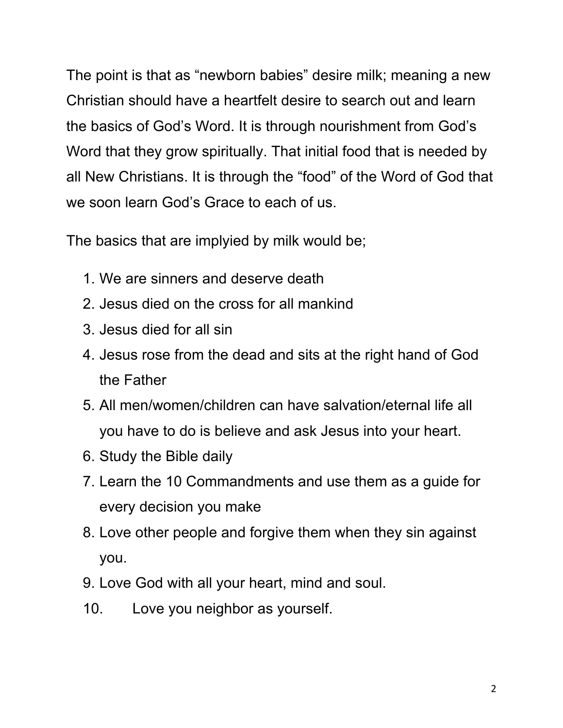The point is that as “newborn babies” desire milk; meaning a new Christian should have a heartfelt desire to search out and learn the basics of God’s Word. It is through nourishment from God’s Word that they grow spiritually. That initial food that is needed by all New Christians. It is through the “food” of the Word of God that we soon learn God’s Grace to each of us.

The basics that are implyied by milk would be;

1. We are sinners and deserve death
2. Jesus died on the cross for all mankind
3. Jesus died for all sin
4. Jesus rose from the dead and sits at the right hand of God the Father
5. All men/women/children can have salvation/eternal life all you have to do is believe and ask Jesus into your heart.
6. Study the Bible daily
7. Learn the 10 Commandments and use them as a guide for every decision you make
8. Love other people and forgive them when they sin against you.
9. Love God with all your heart, mind and soul.
10. Love you neighbor as yourself.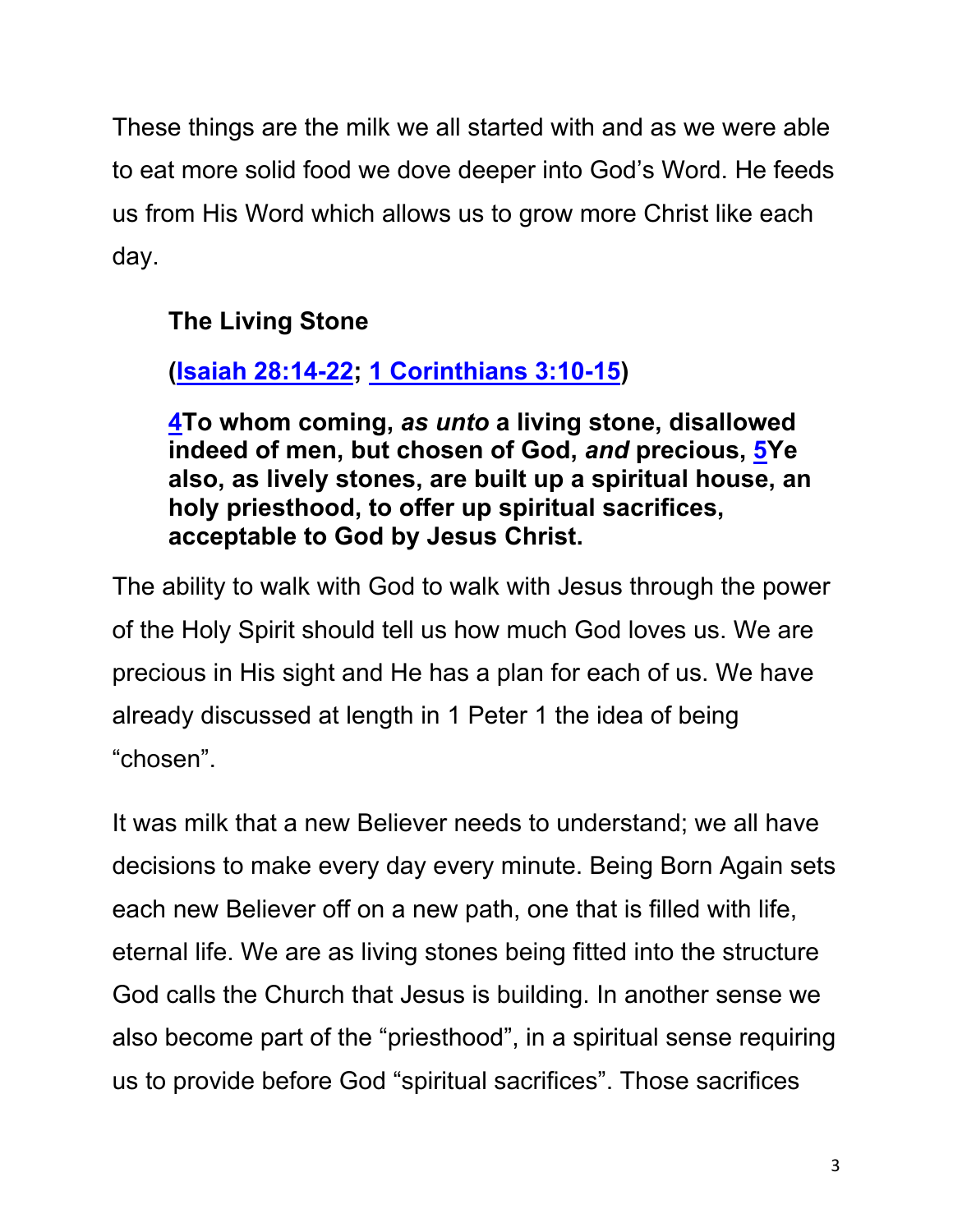These things are the milk we all started with and as we were able to eat more solid food we dove deeper into God's Word. He feeds us from His Word which allows us to grow more Christ like each day.

**The Living Stone**

**(Isaiah 28:14-22; 1 Corinthians 3:10-15)**

**4To whom coming, *as unto* a living stone, disallowed indeed of men, but chosen of God, *and* precious, 5Ye also, as lively stones, are built up a spiritual house, an holy priesthood, to offer up spiritual sacrifices, acceptable to God by Jesus Christ.**

The ability to walk with God to walk with Jesus through the power of the Holy Spirit should tell us how much God loves us. We are precious in His sight and He has a plan for each of us. We have already discussed at length in 1 Peter 1 the idea of being "chosen".

It was milk that a new Believer needs to understand; we all have decisions to make every day every minute. Being Born Again sets each new Believer off on a new path, one that is filled with life, eternal life. We are as living stones being fitted into the structure God calls the Church that Jesus is building. In another sense we also become part of the "priesthood", in a spiritual sense requiring us to provide before God "spiritual sacrifices". Those sacrifices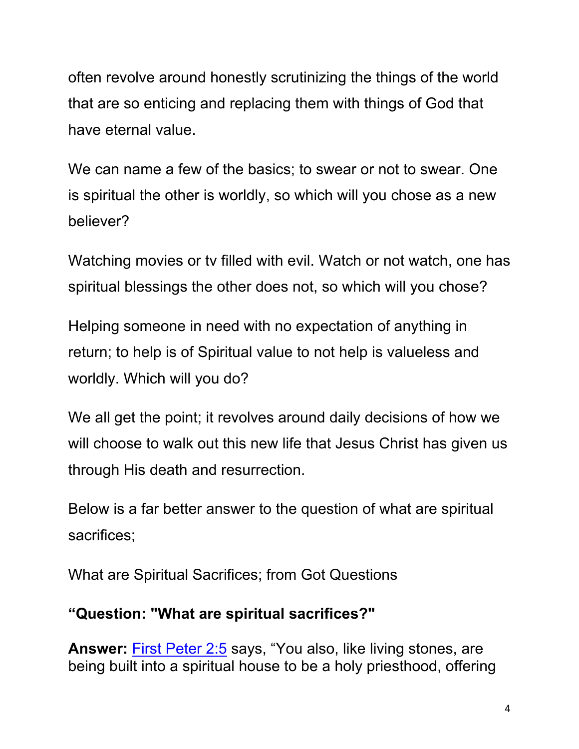often revolve around honestly scrutinizing the things of the world that are so enticing and replacing them with things of God that have eternal value.

We can name a few of the basics; to swear or not to swear. One is spiritual the other is worldly, so which will you chose as a new believer?

Watching movies or tv filled with evil. Watch or not watch, one has spiritual blessings the other does not, so which will you chose?

Helping someone in need with no expectation of anything in return; to help is of Spiritual value to not help is valueless and worldly. Which will you do?

We all get the point; it revolves around daily decisions of how we will choose to walk out this new life that Jesus Christ has given us through His death and resurrection.

Below is a far better answer to the question of what are spiritual sacrifices;

What are Spiritual Sacrifices; from Got Questions

**“Question: "What are spiritual sacrifices?"**

**Answer:** First Peter 2:5 says, “You also, like living stones, are being built into a spiritual house to be a holy priesthood, offering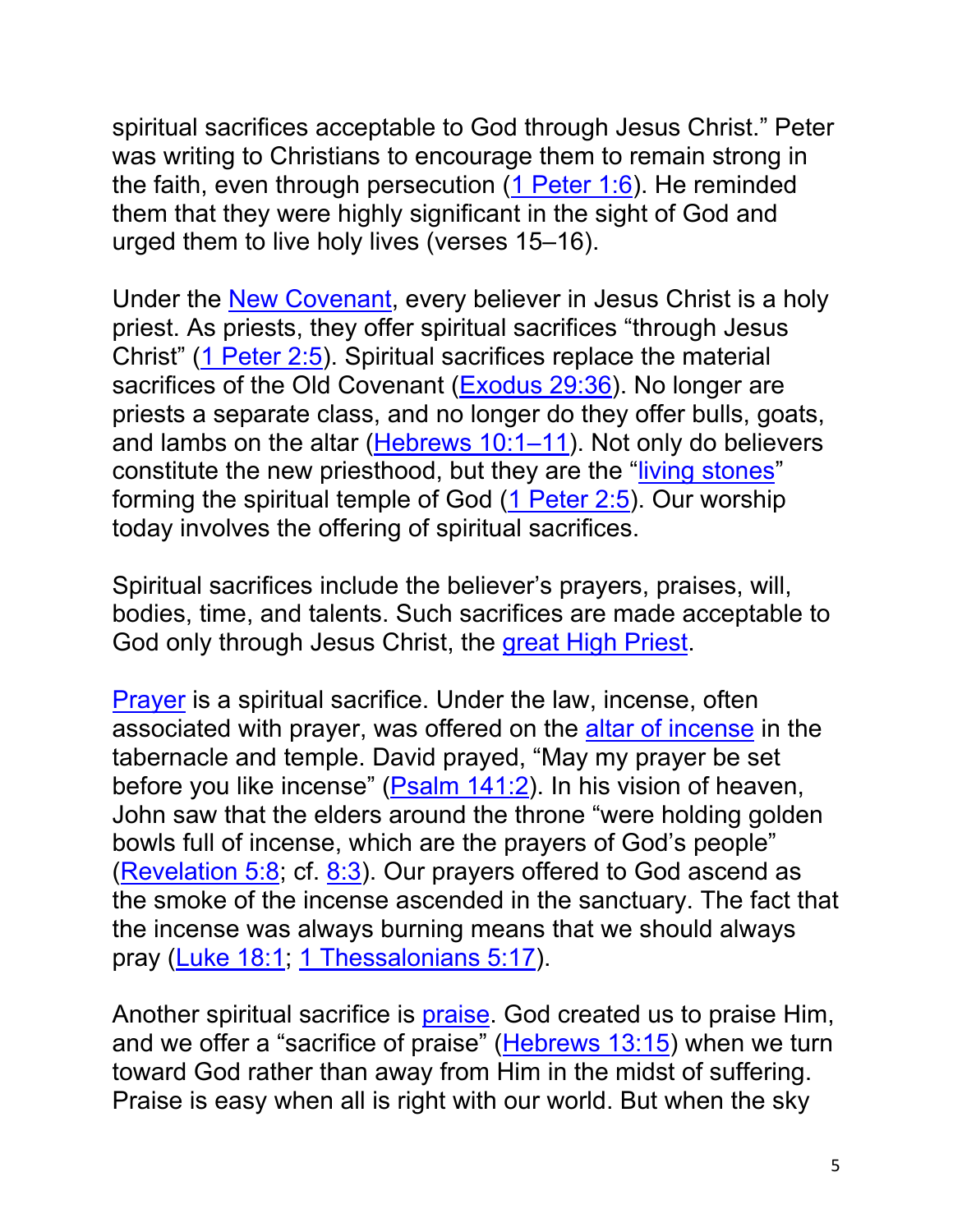spiritual sacrifices acceptable to God through Jesus Christ." Peter was writing to Christians to encourage them to remain strong in the faith, even through persecution (1 Peter 1:6). He reminded them that they were highly significant in the sight of God and urged them to live holy lives (verses 15–16).

Under the New Covenant, every believer in Jesus Christ is a holy priest. As priests, they offer spiritual sacrifices "through Jesus Christ" (1 Peter 2:5). Spiritual sacrifices replace the material sacrifices of the Old Covenant (Exodus 29:36). No longer are priests a separate class, and no longer do they offer bulls, goats, and lambs on the altar (Hebrews 10:1–11). Not only do believers constitute the new priesthood, but they are the "living stones" forming the spiritual temple of God (1 Peter 2:5). Our worship today involves the offering of spiritual sacrifices.

Spiritual sacrifices include the believer's prayers, praises, will, bodies, time, and talents. Such sacrifices are made acceptable to God only through Jesus Christ, the great High Priest.

Prayer is a spiritual sacrifice. Under the law, incense, often associated with prayer, was offered on the altar of incense in the tabernacle and temple. David prayed, "May my prayer be set before you like incense" (Psalm 141:2). In his vision of heaven, John saw that the elders around the throne "were holding golden bowls full of incense, which are the prayers of God's people" (Revelation 5:8; cf. 8:3). Our prayers offered to God ascend as the smoke of the incense ascended in the sanctuary. The fact that the incense was always burning means that we should always pray (Luke 18:1; 1 Thessalonians 5:17).

Another spiritual sacrifice is praise. God created us to praise Him, and we offer a "sacrifice of praise" (Hebrews 13:15) when we turn toward God rather than away from Him in the midst of suffering. Praise is easy when all is right with our world. But when the sky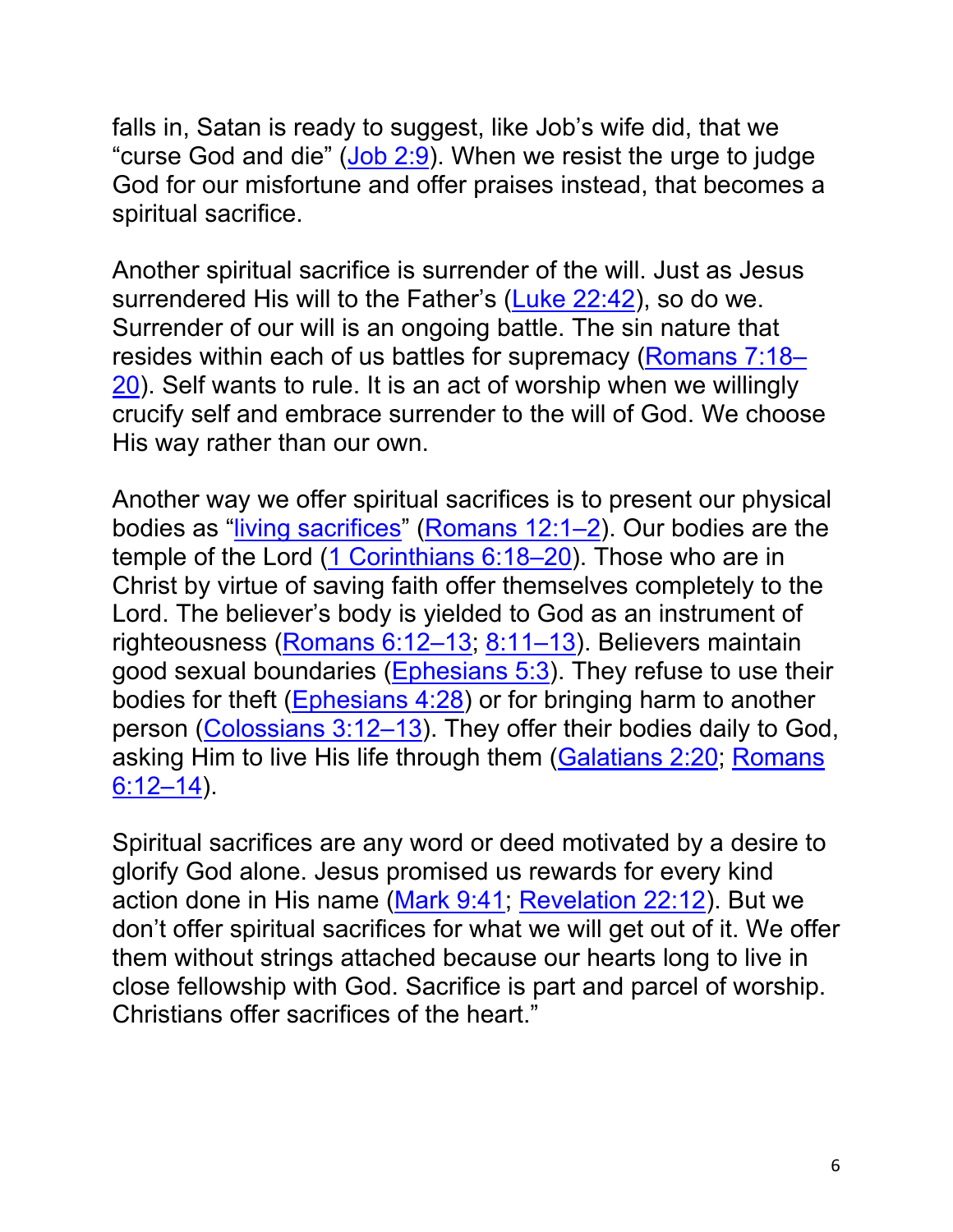falls in, Satan is ready to suggest, like Job's wife did, that we "curse God and die" (Job 2:9). When we resist the urge to judge God for our misfortune and offer praises instead, that becomes a spiritual sacrifice.

Another spiritual sacrifice is surrender of the will. Just as Jesus surrendered His will to the Father's (Luke 22:42), so do we. Surrender of our will is an ongoing battle. The sin nature that resides within each of us battles for supremacy (Romans 7:18–20). Self wants to rule. It is an act of worship when we willingly crucify self and embrace surrender to the will of God. We choose His way rather than our own.

Another way we offer spiritual sacrifices is to present our physical bodies as "living sacrifices" (Romans 12:1–2). Our bodies are the temple of the Lord (1 Corinthians 6:18–20). Those who are in Christ by virtue of saving faith offer themselves completely to the Lord. The believer's body is yielded to God as an instrument of righteousness (Romans 6:12–13; 8:11–13). Believers maintain good sexual boundaries (Ephesians 5:3). They refuse to use their bodies for theft (Ephesians 4:28) or for bringing harm to another person (Colossians 3:12–13). They offer their bodies daily to God, asking Him to live His life through them (Galatians 2:20; Romans 6:12–14).

Spiritual sacrifices are any word or deed motivated by a desire to glorify God alone. Jesus promised us rewards for every kind action done in His name (Mark 9:41; Revelation 22:12). But we don't offer spiritual sacrifices for what we will get out of it. We offer them without strings attached because our hearts long to live in close fellowship with God. Sacrifice is part and parcel of worship. Christians offer sacrifices of the heart."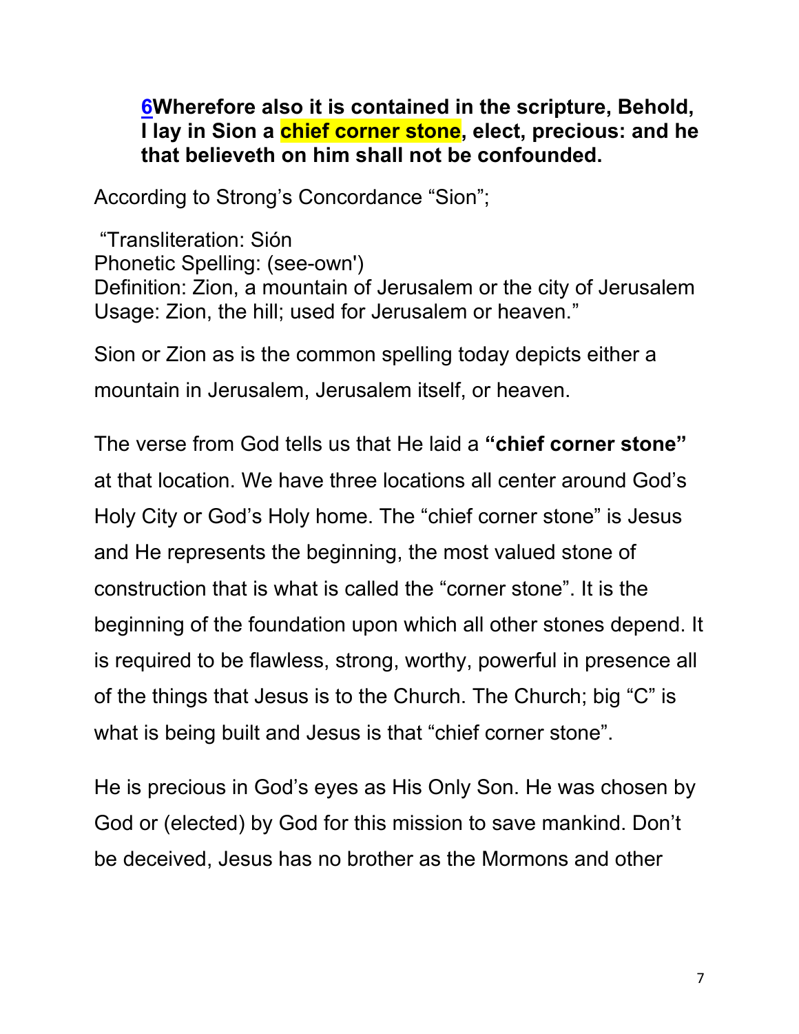**[6](#)Wherefore also it is contained in the scripture, Behold, I lay in Sion a chief corner stone, elect, precious: and he that believeth on him shall not be confounded.**

According to Strong's Concordance "Sion";

"Transliteration: Sión
Phonetic Spelling: (see-own')
Definition: Zion, a mountain of Jerusalem or the city of Jerusalem
Usage: Zion, the hill; used for Jerusalem or heaven."

Sion or Zion as is the common spelling today depicts either a mountain in Jerusalem, Jerusalem itself, or heaven.

The verse from God tells us that He laid a **"chief corner stone"** at that location. We have three locations all center around God's Holy City or God's Holy home. The "chief corner stone" is Jesus and He represents the beginning, the most valued stone of construction that is what is called the "corner stone". It is the beginning of the foundation upon which all other stones depend. It is required to be flawless, strong, worthy, powerful in presence all of the things that Jesus is to the Church. The Church; big "C" is what is being built and Jesus is that "chief corner stone".

He is precious in God's eyes as His Only Son. He was chosen by God or (elected) by God for this mission to save mankind. Don't be deceived, Jesus has no brother as the Mormons and other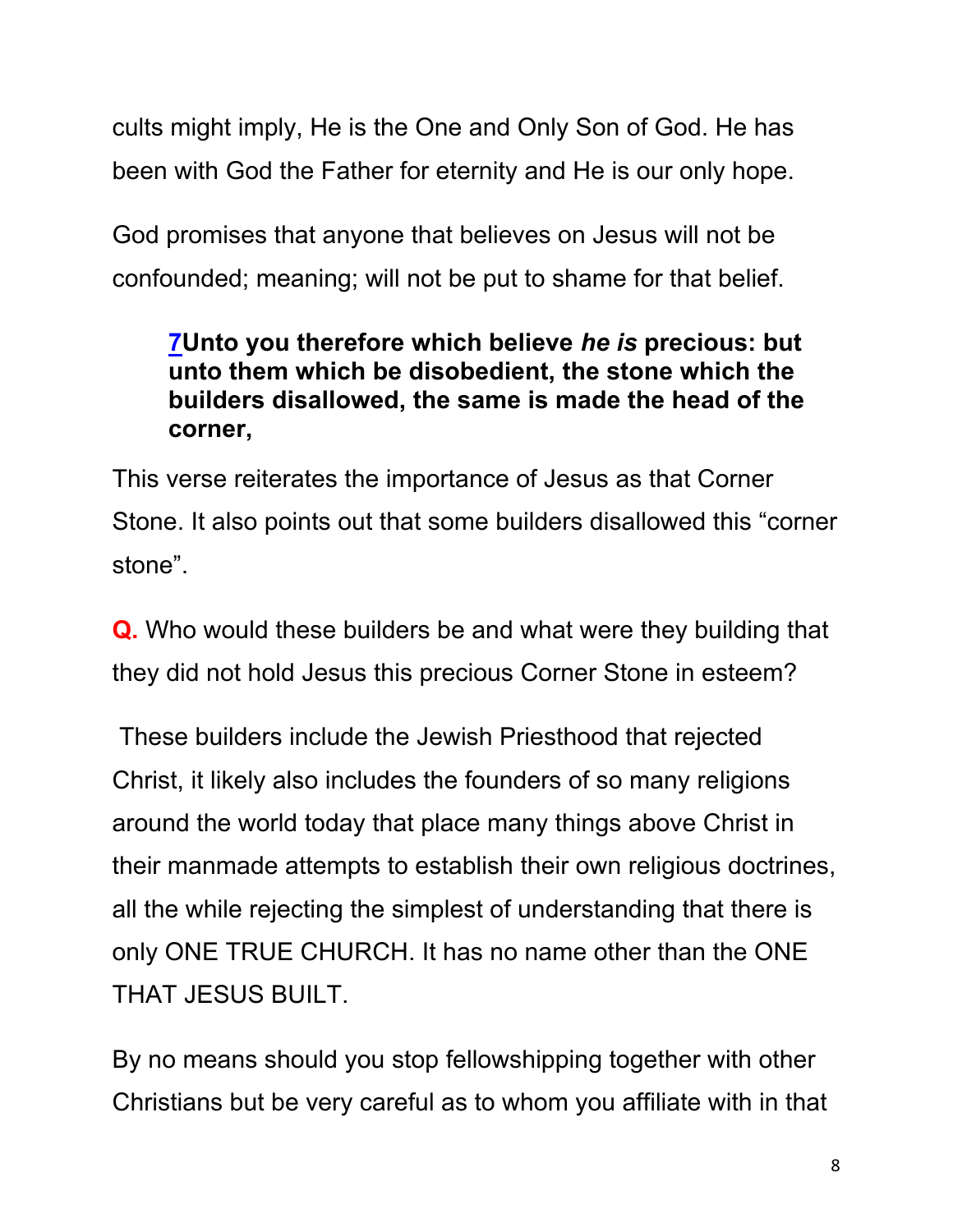cults might imply, He is the One and Only Son of God. He has been with God the Father for eternity and He is our only hope.

God promises that anyone that believes on Jesus will not be confounded; meaning; will not be put to shame for that belief.

> **7Unto you therefore which believe *he is* precious: but unto them which be disobedient, the stone which the builders disallowed, the same is made the head of the corner,**

This verse reiterates the importance of Jesus as that Corner Stone. It also points out that some builders disallowed this "corner stone".

**Q.** Who would these builders be and what were they building that they did not hold Jesus this precious Corner Stone in esteem?

These builders include the Jewish Priesthood that rejected Christ, it likely also includes the founders of so many religions around the world today that place many things above Christ in their manmade attempts to establish their own religious doctrines, all the while rejecting the simplest of understanding that there is only ONE TRUE CHURCH. It has no name other than the ONE THAT JESUS BUILT.

By no means should you stop fellowshipping together with other Christians but be very careful as to whom you affiliate with in that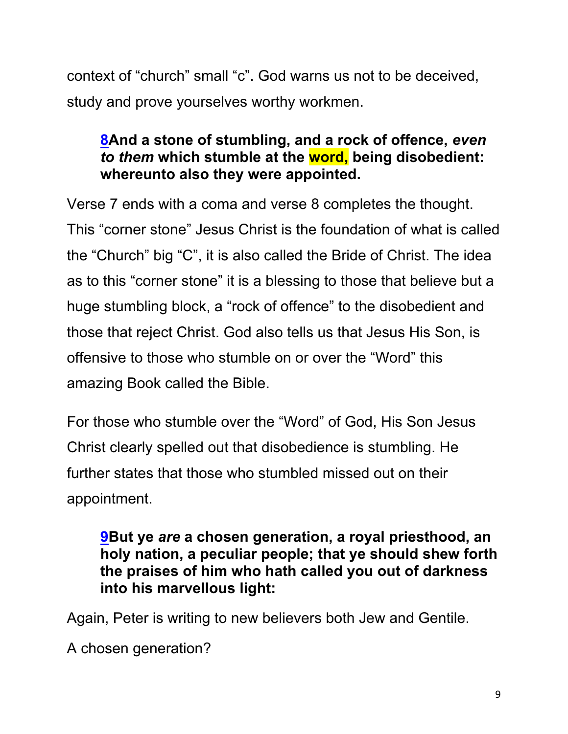context of “church” small “c”. God warns us not to be deceived, study and prove yourselves worthy workmen.

> **8And a stone of stumbling, and a rock of offence, *even to them* which stumble at the word, being disobedient: whereunto also they were appointed.**

Verse 7 ends with a coma and verse 8 completes the thought. This “corner stone” Jesus Christ is the foundation of what is called the “Church” big “C”, it is also called the Bride of Christ. The idea as to this “corner stone” it is a blessing to those that believe but a huge stumbling block, a “rock of offence” to the disobedient and those that reject Christ. God also tells us that Jesus His Son, is offensive to those who stumble on or over the “Word” this amazing Book called the Bible.

For those who stumble over the “Word” of God, His Son Jesus Christ clearly spelled out that disobedience is stumbling. He further states that those who stumbled missed out on their appointment.

> **9But ye *are* a chosen generation, a royal priesthood, an holy nation, a peculiar people; that ye should shew forth the praises of him who hath called you out of darkness into his marvellous light:**

Again, Peter is writing to new believers both Jew and Gentile.

A chosen generation?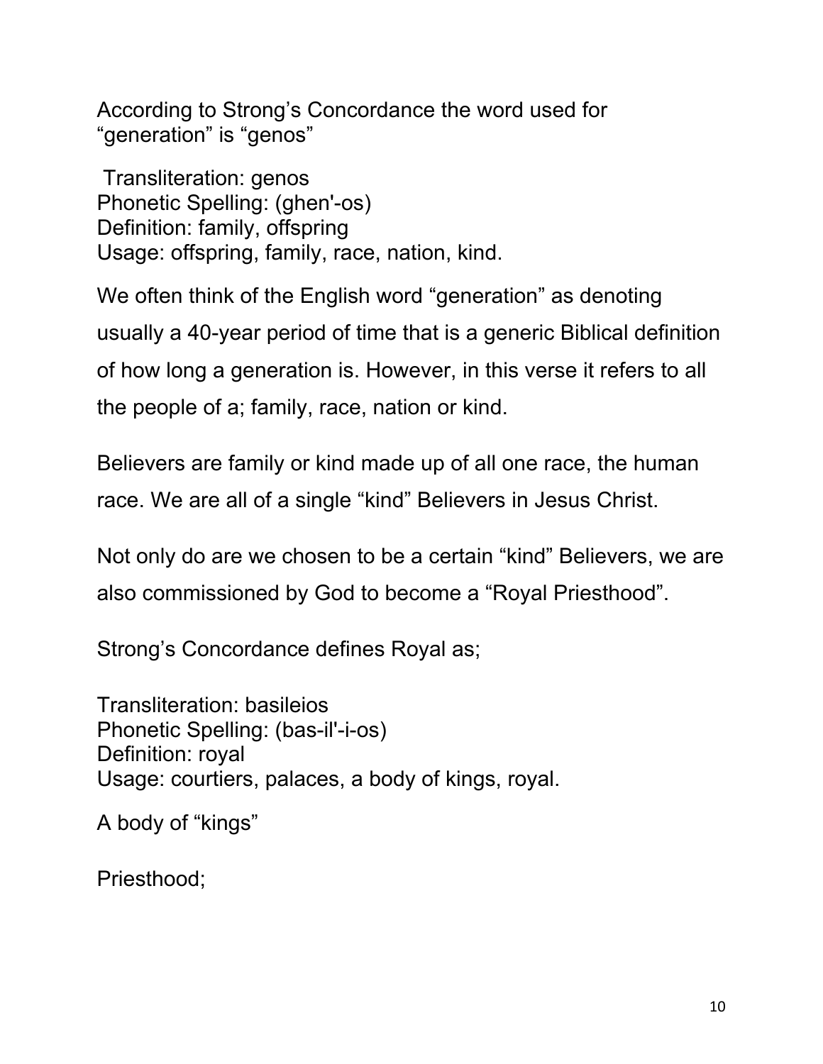According to Strong's Concordance the word used for "generation" is "genos"

Transliteration: genos
Phonetic Spelling: (ghen'-os)
Definition: family, offspring
Usage: offspring, family, race, nation, kind.

We often think of the English word "generation" as denoting usually a 40-year period of time that is a generic Biblical definition of how long a generation is. However, in this verse it refers to all the people of a; family, race, nation or kind.

Believers are family or kind made up of all one race, the human race. We are all of a single "kind" Believers in Jesus Christ.

Not only do are we chosen to be a certain "kind" Believers, we are also commissioned by God to become a "Royal Priesthood".

Strong's Concordance defines Royal as;

Transliteration: basileios
Phonetic Spelling: (bas-il'-i-os)
Definition: royal
Usage: courtiers, palaces, a body of kings, royal.

A body of "kings"

Priesthood;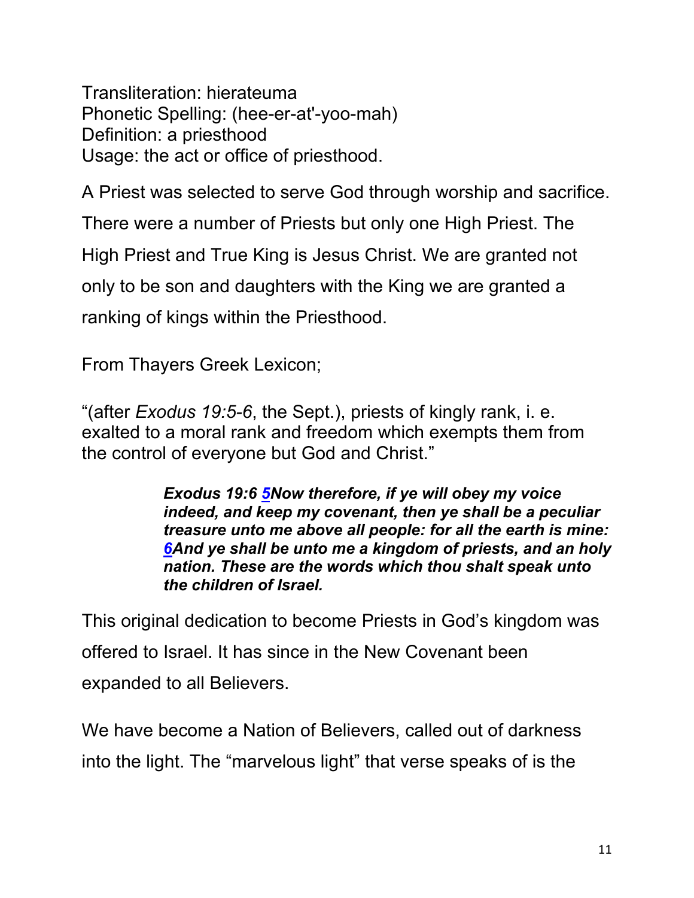Transliteration: hierateuma
Phonetic Spelling: (hee-er-at'-yoo-mah)
Definition: a priesthood
Usage: the act or office of priesthood.

A Priest was selected to serve God through worship and sacrifice. There were a number of Priests but only one High Priest. The High Priest and True King is Jesus Christ. We are granted not only to be son and daughters with the King we are granted a ranking of kings within the Priesthood.

From Thayers Greek Lexicon;

“(after *Exodus 19:5-6*, the Sept.), priests of kingly rank, i. e. exalted to a moral rank and freedom which exempts them from the control of everyone but God and Christ.”

> ***Exodus 19:6 5Now therefore, if ye will obey my voice indeed, and keep my covenant, then ye shall be a peculiar treasure unto me above all people: for all the earth is mine: 6And ye shall be unto me a kingdom of priests, and an holy nation. These are the words which thou shalt speak unto the children of Israel.***

This original dedication to become Priests in God’s kingdom was offered to Israel. It has since in the New Covenant been expanded to all Believers.

We have become a Nation of Believers, called out of darkness into the light. The “marvelous light” that verse speaks of is the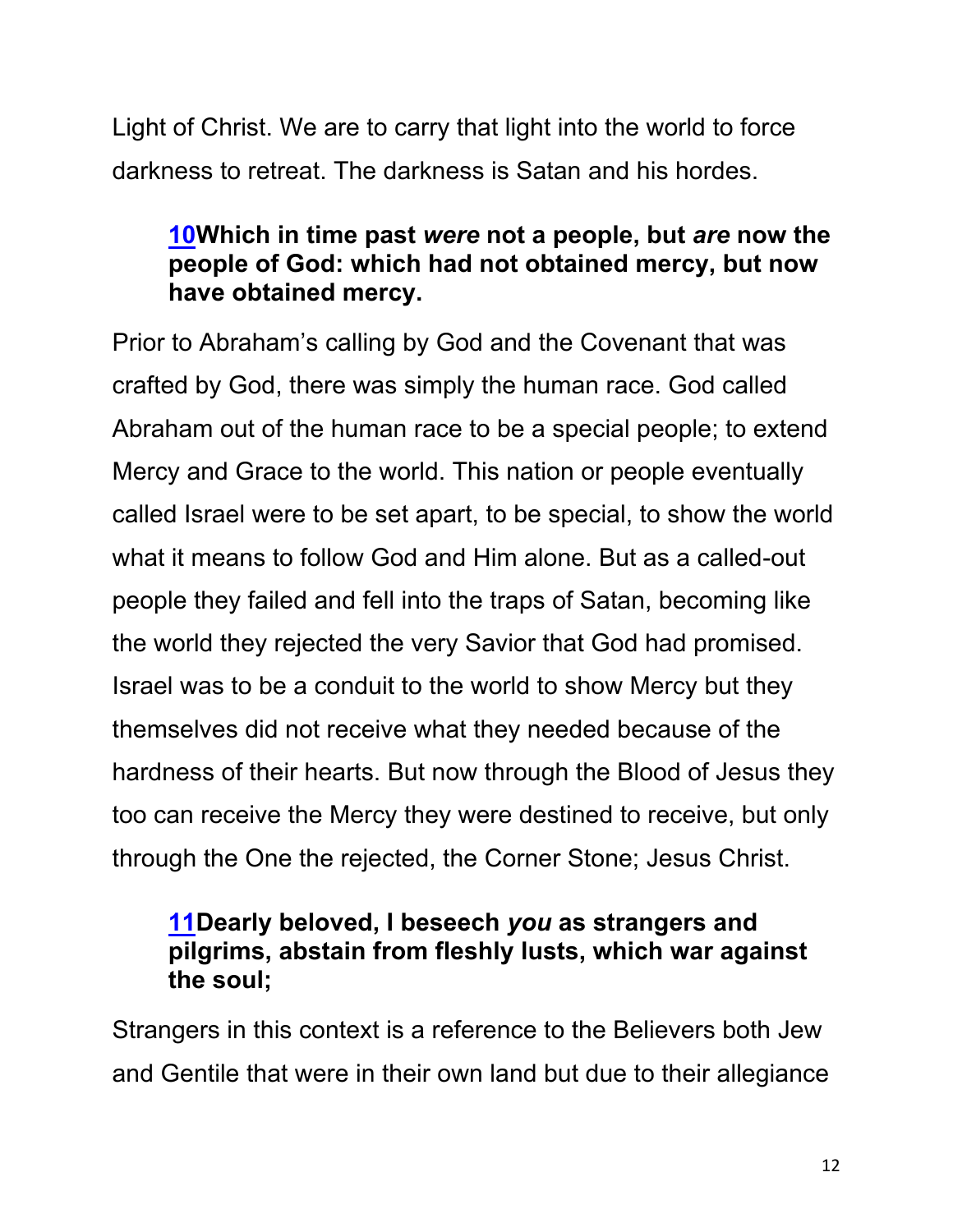Light of Christ. We are to carry that light into the world to force darkness to retreat. The darkness is Satan and his hordes.

> **[10](#)Which in time past *were* not a people, but *are* now the people of God: which had not obtained mercy, but now have obtained mercy.**

Prior to Abraham's calling by God and the Covenant that was crafted by God, there was simply the human race. God called Abraham out of the human race to be a special people; to extend Mercy and Grace to the world. This nation or people eventually called Israel were to be set apart, to be special, to show the world what it means to follow God and Him alone. But as a called-out people they failed and fell into the traps of Satan, becoming like the world they rejected the very Savior that God had promised. Israel was to be a conduit to the world to show Mercy but they themselves did not receive what they needed because of the hardness of their hearts. But now through the Blood of Jesus they too can receive the Mercy they were destined to receive, but only through the One the rejected, the Corner Stone; Jesus Christ.

> **[11](#)Dearly beloved, I beseech *you* as strangers and pilgrims, abstain from fleshly lusts, which war against the soul;**

Strangers in this context is a reference to the Believers both Jew and Gentile that were in their own land but due to their allegiance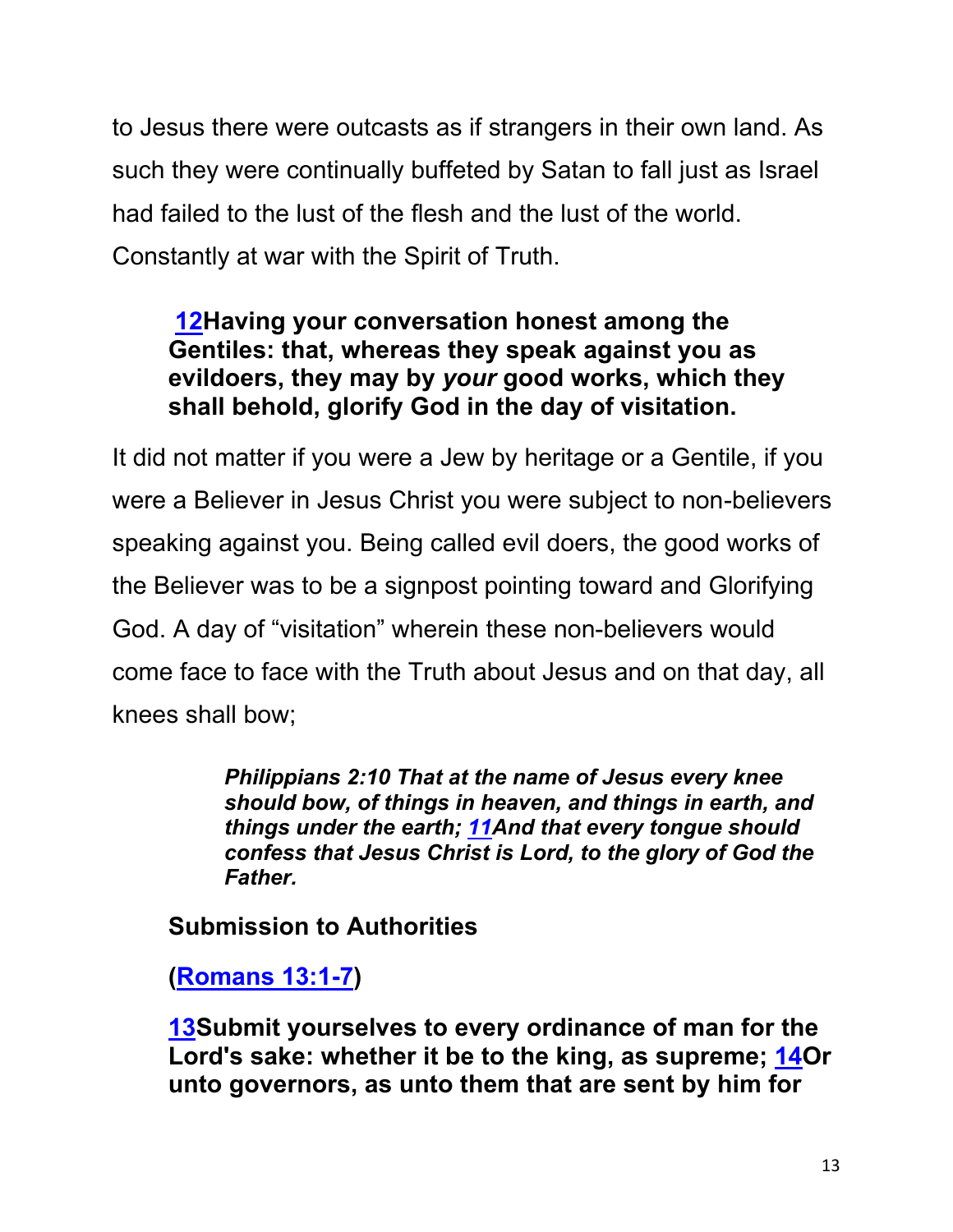to Jesus there were outcasts as if strangers in their own land. As such they were continually buffeted by Satan to fall just as Israel had failed to the lust of the flesh and the lust of the world. Constantly at war with the Spirit of Truth.

> **12Having your conversation honest among the Gentiles: that, whereas they speak against you as evildoers, they may by *your* good works, which they shall behold, glorify God in the day of visitation.**

It did not matter if you were a Jew by heritage or a Gentile, if you were a Believer in Jesus Christ you were subject to non-believers speaking against you. Being called evil doers, the good works of the Believer was to be a signpost pointing toward and Glorifying God. A day of "visitation" wherein these non-believers would come face to face with the Truth about Jesus and on that day, all knees shall bow;

> ***Philippians 2:10 That at the name of Jesus every knee should bow, of things in heaven, and things in earth, and things under the earth; 11And that every tongue should confess that Jesus Christ is Lord, to the glory of God the Father.***

**Submission to Authorities**

**(Romans 13:1-7)**

**13Submit yourselves to every ordinance of man for the Lord's sake: whether it be to the king, as supreme; 14Or unto governors, as unto them that are sent by him for**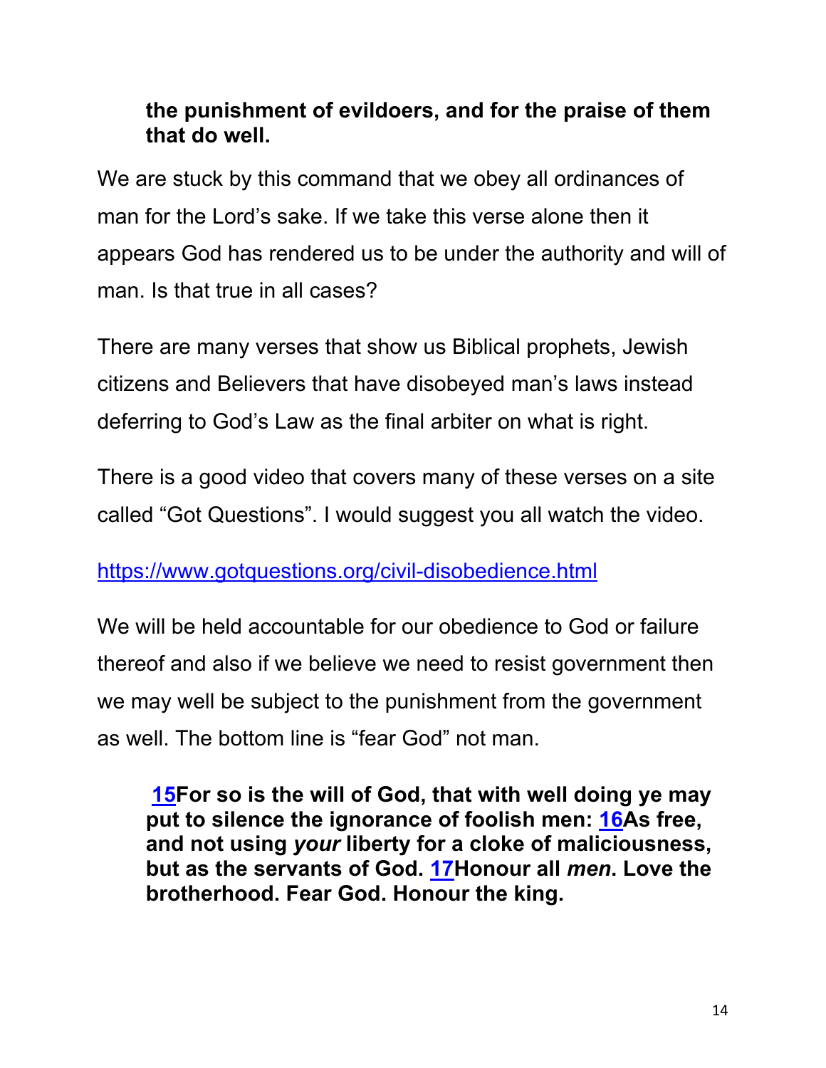**the punishment of evildoers, and for the praise of them that do well.**

We are stuck by this command that we obey all ordinances of man for the Lord's sake. If we take this verse alone then it appears God has rendered us to be under the authority and will of man. Is that true in all cases?

There are many verses that show us Biblical prophets, Jewish citizens and Believers that have disobeyed man's laws instead deferring to God's Law as the final arbiter on what is right.

There is a good video that covers many of these verses on a site called "Got Questions". I would suggest you all watch the video.

https://www.gotquestions.org/civil-disobedience.html

We will be held accountable for our obedience to God or failure thereof and also if we believe we need to resist government then we may well be subject to the punishment from the government as well. The bottom line is "fear God" not man.

**15For so is the will of God, that with well doing ye may put to silence the ignorance of foolish men: 16As free, and not using *your* liberty for a cloke of maliciousness, but as the servants of God. 17Honour all *men*. Love the brotherhood. Fear God. Honour the king.**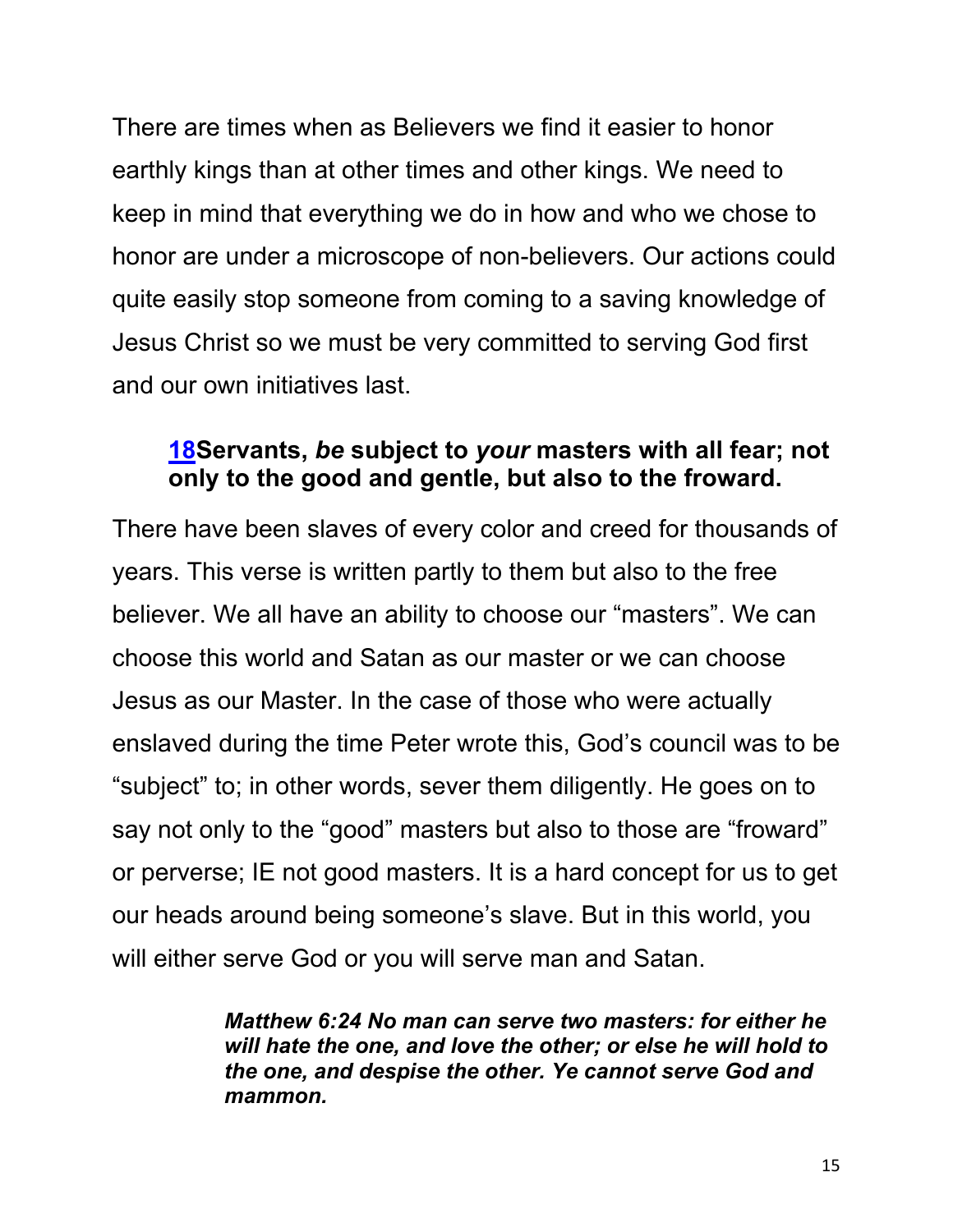There are times when as Believers we find it easier to honor earthly kings than at other times and other kings. We need to keep in mind that everything we do in how and who we chose to honor are under a microscope of non-believers. Our actions could quite easily stop someone from coming to a saving knowledge of Jesus Christ so we must be very committed to serving God first and our own initiatives last.

> **18Servants, *be* subject to *your* masters with all fear; not only to the good and gentle, but also to the froward.**

There have been slaves of every color and creed for thousands of years. This verse is written partly to them but also to the free believer. We all have an ability to choose our “masters”. We can choose this world and Satan as our master or we can choose Jesus as our Master. In the case of those who were actually enslaved during the time Peter wrote this, God’s council was to be “subject” to; in other words, sever them diligently. He goes on to say not only to the “good” masters but also to those are “froward” or perverse; IE not good masters. It is a hard concept for us to get our heads around being someone’s slave. But in this world, you will either serve God or you will serve man and Satan.

> ***Matthew 6:24 No man can serve two masters: for either he will hate the one, and love the other; or else he will hold to the one, and despise the other. Ye cannot serve God and mammon.***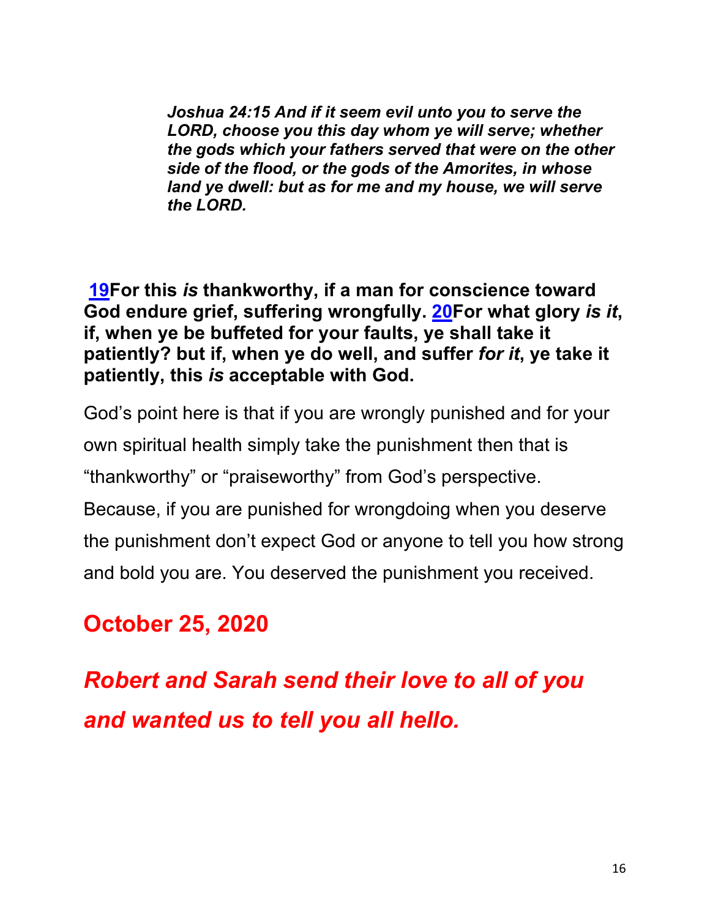***Joshua 24:15 And if it seem evil unto you to serve the LORD, choose you this day whom ye will serve; whether the gods which your fathers served that were on the other side of the flood, or the gods of the Amorites, in whose land ye dwell: but as for me and my house, we will serve the LORD.***

**19For this *is* thankworthy, if a man for conscience toward God endure grief, suffering wrongfully. 20For what glory *is it*, if, when ye be buffeted for your faults, ye shall take it patiently? but if, when ye do well, and suffer *for it*, ye take it patiently, this *is* acceptable with God.**

God's point here is that if you are wrongly punished and for your own spiritual health simply take the punishment then that is "thankworthy" or "praiseworthy" from God's perspective. Because, if you are punished for wrongdoing when you deserve the punishment don't expect God or anyone to tell you how strong and bold you are. You deserved the punishment you received.

## October 25, 2020

***Robert and Sarah send their love to all of you and wanted us to tell you all hello.***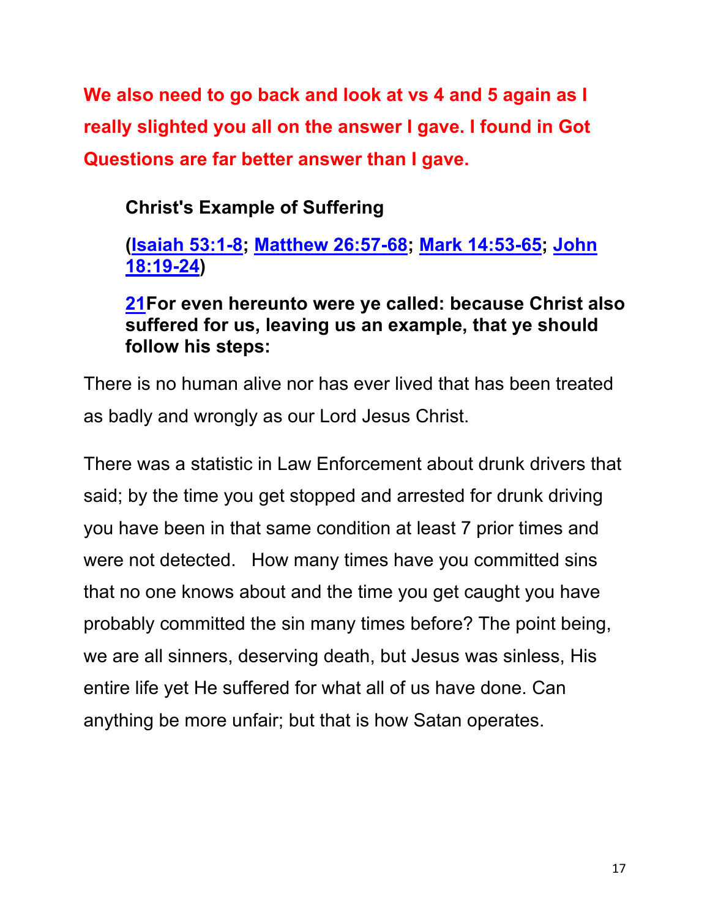**We also need to go back and look at vs 4 and 5 again as I really slighted you all on the answer I gave. I found in Got Questions are far better answer than I gave.**

**Christ's Example of Suffering**

**(Isaiah 53:1-8; Matthew 26:57-68; Mark 14:53-65; John 18:19-24)**

**21For even hereunto were ye called: because Christ also suffered for us, leaving us an example, that ye should follow his steps:**

There is no human alive nor has ever lived that has been treated as badly and wrongly as our Lord Jesus Christ.

There was a statistic in Law Enforcement about drunk drivers that said; by the time you get stopped and arrested for drunk driving you have been in that same condition at least 7 prior times and were not detected. How many times have you committed sins that no one knows about and the time you get caught you have probably committed the sin many times before? The point being, we are all sinners, deserving death, but Jesus was sinless, His entire life yet He suffered for what all of us have done. Can anything be more unfair; but that is how Satan operates.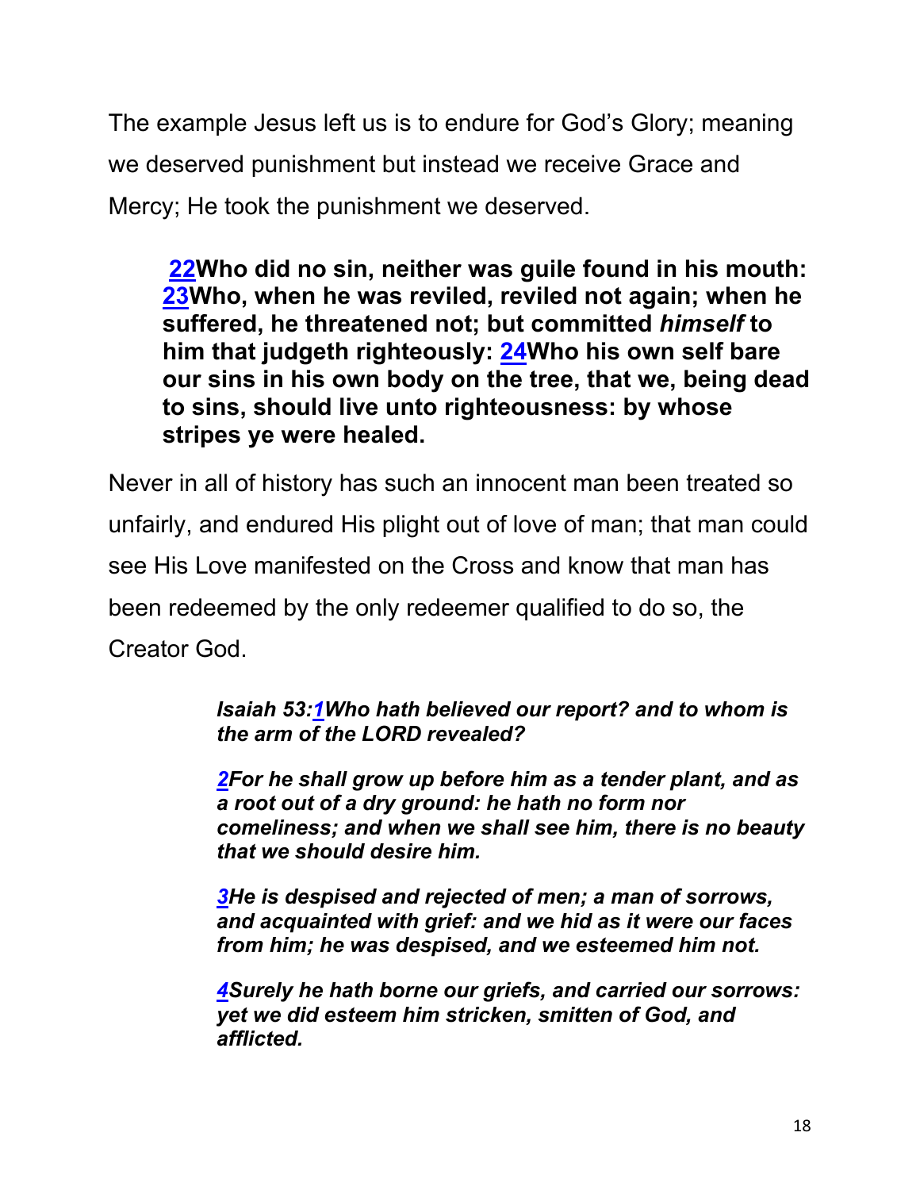The example Jesus left us is to endure for God's Glory; meaning we deserved punishment but instead we receive Grace and Mercy; He took the punishment we deserved.

> **22Who did no sin, neither was guile found in his mouth: 23Who, when he was reviled, reviled not again; when he suffered, he threatened not; but committed *himself* to him that judgeth righteously: 24Who his own self bare our sins in his own body on the tree, that we, being dead to sins, should live unto righteousness: by whose stripes ye were healed.**

Never in all of history has such an innocent man been treated so unfairly, and endured His plight out of love of man; that man could see His Love manifested on the Cross and know that man has been redeemed by the only redeemer qualified to do so, the Creator God.

> ***Isaiah 53:1Who hath believed our report? and to whom is the arm of the LORD revealed?***
>
> ***2For he shall grow up before him as a tender plant, and as a root out of a dry ground: he hath no form nor comeliness; and when we shall see him, there is no beauty that we should desire him.***
>
> ***3He is despised and rejected of men; a man of sorrows, and acquainted with grief: and we hid as it were our faces from him; he was despised, and we esteemed him not.***
>
> ***4Surely he hath borne our griefs, and carried our sorrows: yet we did esteem him stricken, smitten of God, and afflicted.***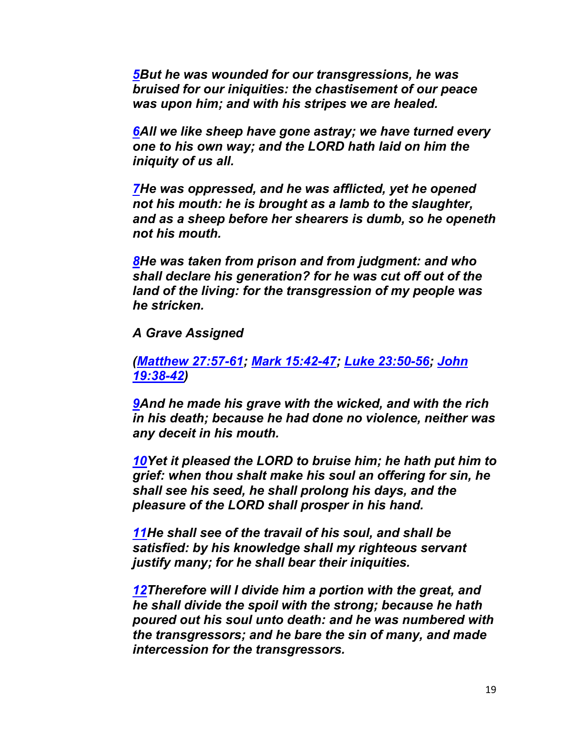*[5](#)But he was wounded for our transgressions, he was bruised for our iniquities: the chastisement of our peace was upon him; and with his stripes we are healed.*

*[6](#)All we like sheep have gone astray; we have turned every one to his own way; and the LORD hath laid on him the iniquity of us all.*

*[7](#)He was oppressed, and he was afflicted, yet he opened not his mouth: he is brought as a lamb to the slaughter, and as a sheep before her shearers is dumb, so he openeth not his mouth.*

*[8](#)He was taken from prison and from judgment: and who shall declare his generation? for he was cut off out of the land of the living: for the transgression of my people was he stricken.*

*A Grave Assigned*

*([Matthew 27:57-61](#); [Mark 15:42-47](#); [Luke 23:50-56](#); [John 19:38-42](#))*

*[9](#)And he made his grave with the wicked, and with the rich in his death; because he had done no violence, neither was any deceit in his mouth.*

*[10](#)Yet it pleased the LORD to bruise him; he hath put him to grief: when thou shalt make his soul an offering for sin, he shall see his seed, he shall prolong his days, and the pleasure of the LORD shall prosper in his hand.*

*[11](#)He shall see of the travail of his soul, and shall be satisfied: by his knowledge shall my righteous servant justify many; for he shall bear their iniquities.*

*[12](#)Therefore will I divide him a portion with the great, and he shall divide the spoil with the strong; because he hath poured out his soul unto death: and he was numbered with the transgressors; and he bare the sin of many, and made intercession for the transgressors.*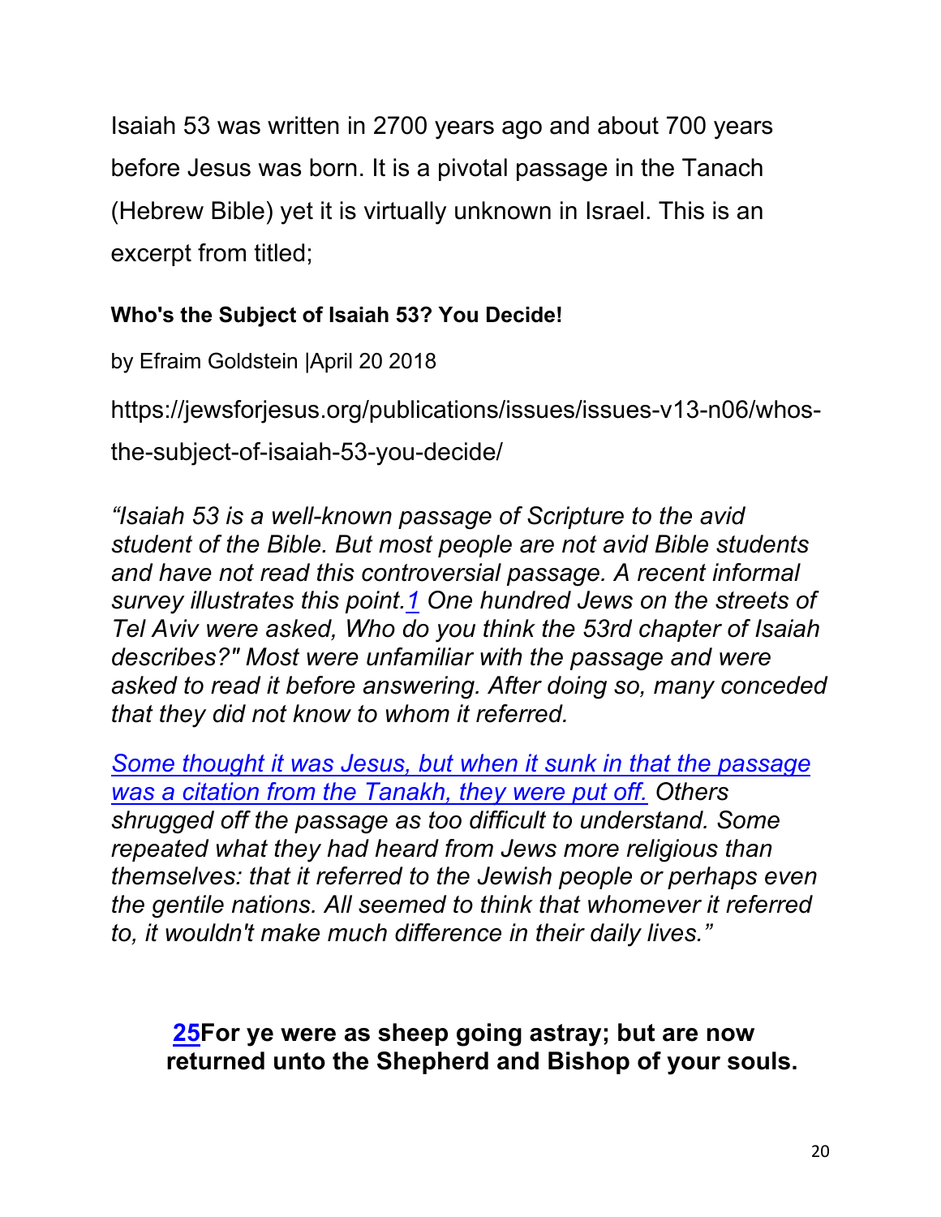Isaiah 53 was written in 2700 years ago and about 700 years before Jesus was born. It is a pivotal passage in the Tanach (Hebrew Bible) yet it is virtually unknown in Israel. This is an excerpt from titled;

**Who's the Subject of Isaiah 53? You Decide!**

by Efraim Goldstein |April 20 2018

https://jewsforjesus.org/publications/issues/issues-v13-n06/whos-the-subject-of-isaiah-53-you-decide/

*"Isaiah 53 is a well-known passage of Scripture to the avid student of the Bible. But most people are not avid Bible students and have not read this controversial passage. A recent informal survey illustrates this point.[1] One hundred Jews on the streets of Tel Aviv were asked, Who do you think the 53rd chapter of Isaiah describes?" Most were unfamiliar with the passage and were asked to read it before answering. After doing so, many conceded that they did not know to whom it referred.*

*Some thought it was Jesus, but when it sunk in that the passage was a citation from the Tanakh, they were put off. Others shrugged off the passage as too difficult to understand. Some repeated what they had heard from Jews more religious than themselves: that it referred to the Jewish people or perhaps even the gentile nations. All seemed to think that whomever it referred to, it wouldn't make much difference in their daily lives."*

**25For ye were as sheep going astray; but are now returned unto the Shepherd and Bishop of your souls.**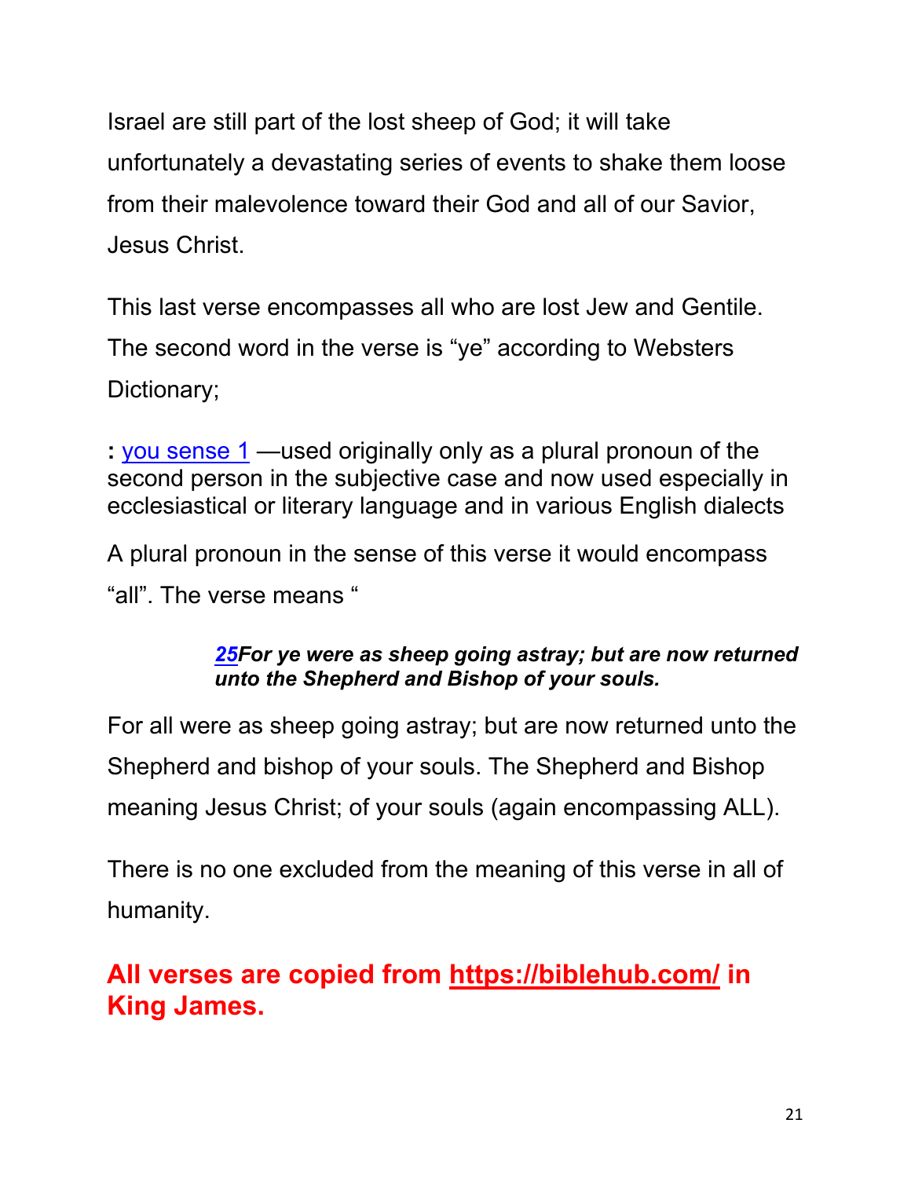Israel are still part of the lost sheep of God; it will take unfortunately a devastating series of events to shake them loose from their malevolence toward their God and all of our Savior, Jesus Christ.

This last verse encompasses all who are lost Jew and Gentile. The second word in the verse is "ye" according to Websters Dictionary;

**:** you sense 1 —used originally only as a plural pronoun of the second person in the subjective case and now used especially in ecclesiastical or literary language and in various English dialects

A plural pronoun in the sense of this verse it would encompass "all". The verse means "

> ***25For ye were as sheep going astray; but are now returned unto the Shepherd and Bishop of your souls.***

For all were as sheep going astray; but are now returned unto the Shepherd and bishop of your souls. The Shepherd and Bishop meaning Jesus Christ; of your souls (again encompassing ALL).

There is no one excluded from the meaning of this verse in all of humanity.

**All verses are copied from https://biblehub.com/ in King James.**